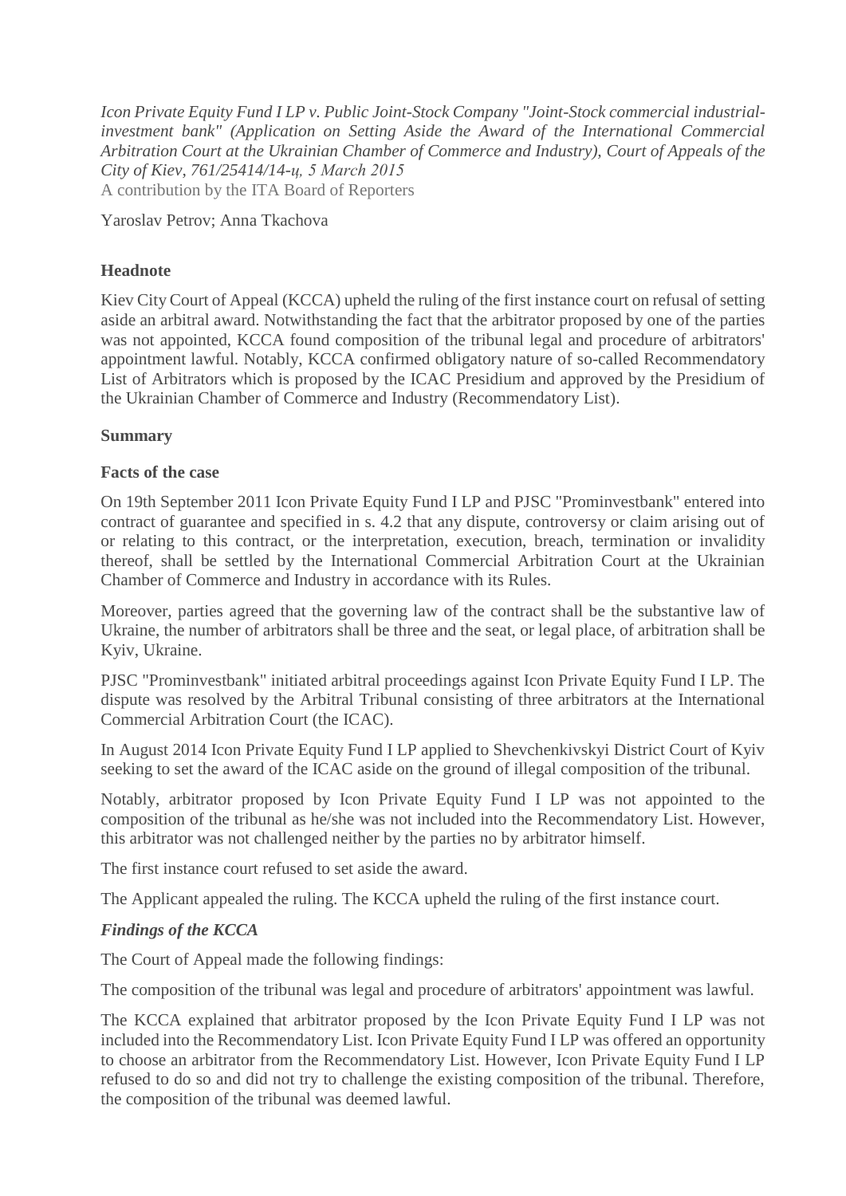*Icon Private Equity Fund I LP v. Public Joint-Stock Company "Joint-Stock commercial industrial-investment bank" (Application on Setting Aside the Award of the International Commercial Arbitration Court at the Ukrainian Chamber of Commerce and Industry), Court of Appeals of the City of Kiev, 761/25414/14-ц, 5 March 2015*

A contribution by the ITA Board of Reporters

Yaroslav Petrov; Anna Tkachova

**Headnote**

Kiev City Court of Appeal (KCCA) upheld the ruling of the first instance court on refusal of setting aside an arbitral award. Notwithstanding the fact that the arbitrator proposed by one of the parties was not appointed, KCCA found composition of the tribunal legal and procedure of arbitrators' appointment lawful. Notably, KCCA confirmed obligatory nature of so-called Recommendatory List of Arbitrators which is proposed by the ICAC Presidium and approved by the Presidium of the Ukrainian Chamber of Commerce and Industry (Recommendatory List).

**Summary**

**Facts of the case**

On 19th September 2011 Icon Private Equity Fund I LP and PJSC "Prominvestbank" entered into contract of guarantee and specified in s. 4.2 that any dispute, controversy or claim arising out of or relating to this contract, or the interpretation, execution, breach, termination or invalidity thereof, shall be settled by the International Commercial Arbitration Court at the Ukrainian Chamber of Commerce and Industry in accordance with its Rules.

Moreover, parties agreed that the governing law of the contract shall be the substantive law of Ukraine, the number of arbitrators shall be three and the seat, or legal place, of arbitration shall be Kyiv, Ukraine.

PJSC "Prominvestbank" initiated arbitral proceedings against Icon Private Equity Fund I LP. The dispute was resolved by the Arbitral Tribunal consisting of three arbitrators at the International Commercial Arbitration Court (the ICAC).

In August 2014 Icon Private Equity Fund I LP applied to Shevchenkivskyi District Court of Kyiv seeking to set the award of the ICAC aside on the ground of illegal composition of the tribunal.

Notably, arbitrator proposed by Icon Private Equity Fund I LP was not appointed to the composition of the tribunal as he/she was not included into the Recommendatory List. However, this arbitrator was not challenged neither by the parties no by arbitrator himself.

The first instance court refused to set aside the award.

The Applicant appealed the ruling. The KCCA upheld the ruling of the first instance court.

***Findings of the KCCA***

The Court of Appeal made the following findings:

The composition of the tribunal was legal and procedure of arbitrators' appointment was lawful.

The KCCA explained that arbitrator proposed by the Icon Private Equity Fund I LP was not included into the Recommendatory List. Icon Private Equity Fund I LP was offered an opportunity to choose an arbitrator from the Recommendatory List. However, Icon Private Equity Fund I LP refused to do so and did not try to challenge the existing composition of the tribunal. Therefore, the composition of the tribunal was deemed lawful.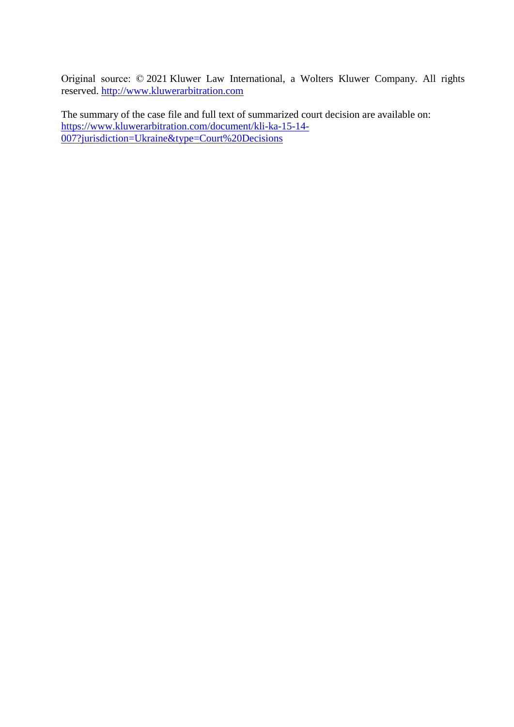Original source: © 2021 Kluwer Law International, a Wolters Kluwer Company. All rights reserved. http://www.kluwerarbitration.com

The summary of the case file and full text of summarized court decision are available on: https://www.kluwerarbitration.com/document/kli-ka-15-14-007?jurisdiction=Ukraine&type=Court%20Decisions